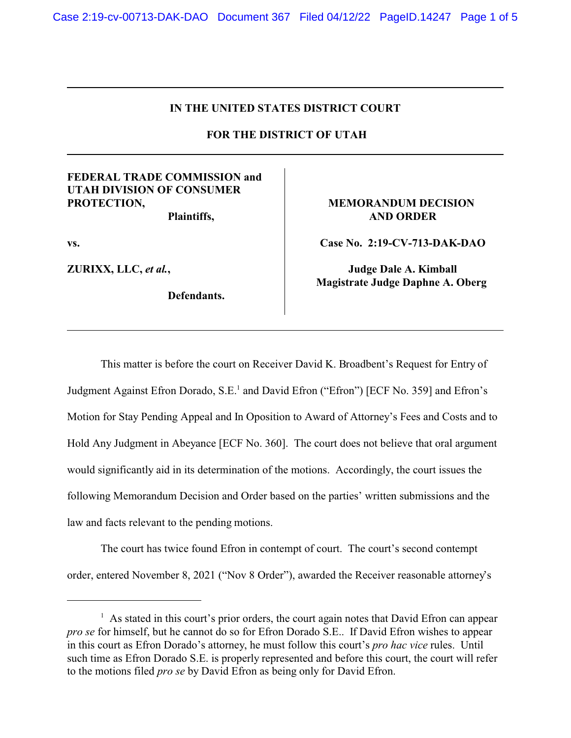**IN THE UNITED STATES DISTRICT COURT**

**FOR THE DISTRICT OF UTAH**

| | |
|---|---|
| **FEDERAL TRADE COMMISSION and UTAH DIVISION OF CONSUMER PROTECTION,** **Plaintiffs,** | **MEMORANDUM DECISION AND ORDER** |
| **vs.** | **Case No. 2:19-CV-713-DAK-DAO** |
| **ZURIXX, LLC, *et al.*,** **Defendants.** | **Judge Dale A. Kimball** **Magistrate Judge Daphne A. Oberg** |

This matter is before the court on Receiver David K. Broadbent's Request for Entry of Judgment Against Efron Dorado, S.E.[1] and David Efron ("Efron") [ECF No. 359] and Efron's Motion for Stay Pending Appeal and In Oposition to Award of Attorney's Fees and Costs and to Hold Any Judgment in Abeyance [ECF No. 360]. The court does not believe that oral argument would significantly aid in its determination of the motions. Accordingly, the court issues the following Memorandum Decision and Order based on the parties' written submissions and the law and facts relevant to the pending motions.

The court has twice found Efron in contempt of court. The court's second contempt order, entered November 8, 2021 ("Nov 8 Order"), awarded the Receiver reasonable attorney's

---

[1] As stated in this court's prior orders, the court again notes that David Efron can appear *pro se* for himself, but he cannot do so for Efron Dorado S.E.. If David Efron wishes to appear in this court as Efron Dorado's attorney, he must follow this court's *pro hac vice* rules. Until such time as Efron Dorado S.E. is properly represented and before this court, the court will refer to the motions filed *pro se* by David Efron as being only for David Efron.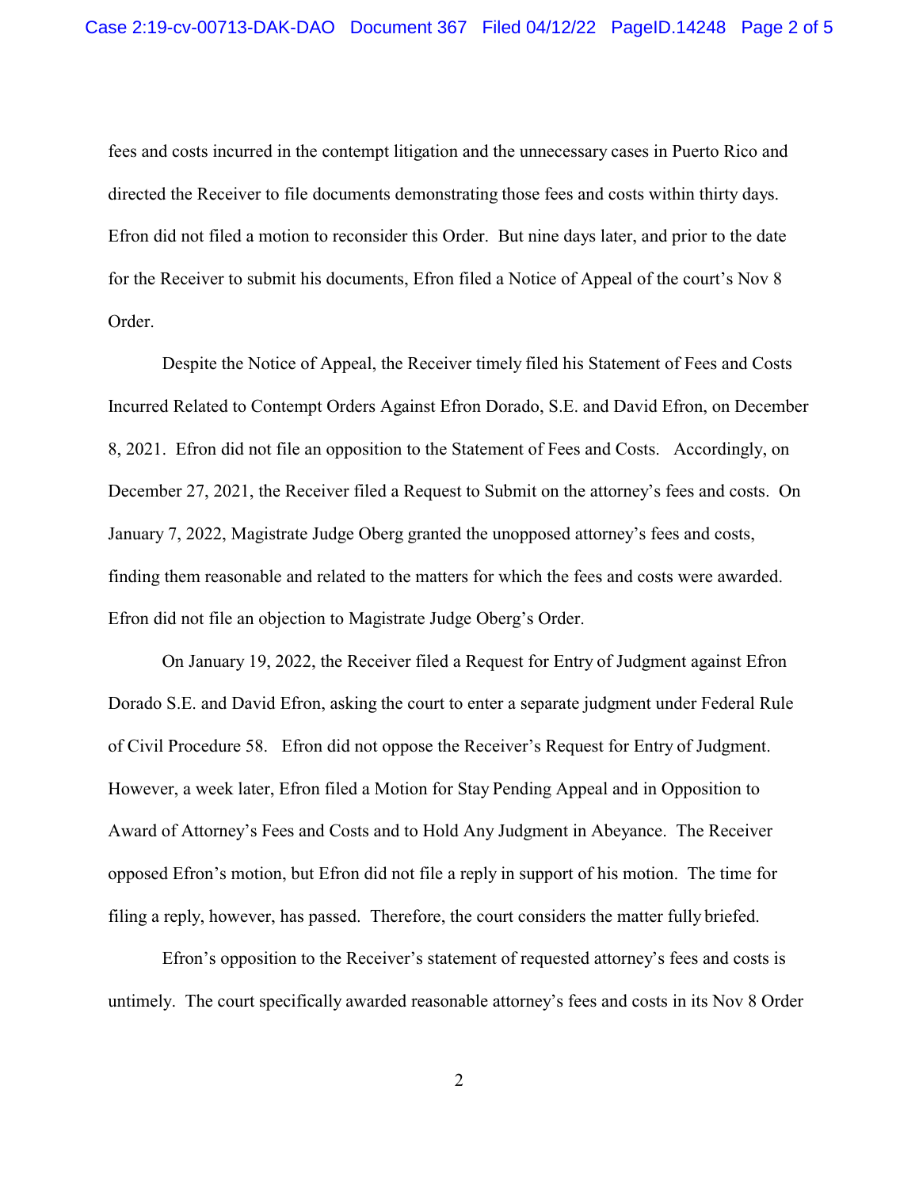fees and costs incurred in the contempt litigation and the unnecessary cases in Puerto Rico and directed the Receiver to file documents demonstrating those fees and costs within thirty days. Efron did not filed a motion to reconsider this Order. But nine days later, and prior to the date for the Receiver to submit his documents, Efron filed a Notice of Appeal of the court's Nov 8 Order.

Despite the Notice of Appeal, the Receiver timely filed his Statement of Fees and Costs Incurred Related to Contempt Orders Against Efron Dorado, S.E. and David Efron, on December 8, 2021. Efron did not file an opposition to the Statement of Fees and Costs. Accordingly, on December 27, 2021, the Receiver filed a Request to Submit on the attorney's fees and costs. On January 7, 2022, Magistrate Judge Oberg granted the unopposed attorney's fees and costs, finding them reasonable and related to the matters for which the fees and costs were awarded. Efron did not file an objection to Magistrate Judge Oberg's Order.

On January 19, 2022, the Receiver filed a Request for Entry of Judgment against Efron Dorado S.E. and David Efron, asking the court to enter a separate judgment under Federal Rule of Civil Procedure 58. Efron did not oppose the Receiver's Request for Entry of Judgment. However, a week later, Efron filed a Motion for Stay Pending Appeal and in Opposition to Award of Attorney's Fees and Costs and to Hold Any Judgment in Abeyance. The Receiver opposed Efron's motion, but Efron did not file a reply in support of his motion. The time for filing a reply, however, has passed. Therefore, the court considers the matter fully briefed.

Efron's opposition to the Receiver's statement of requested attorney's fees and costs is untimely. The court specifically awarded reasonable attorney's fees and costs in its Nov 8 Order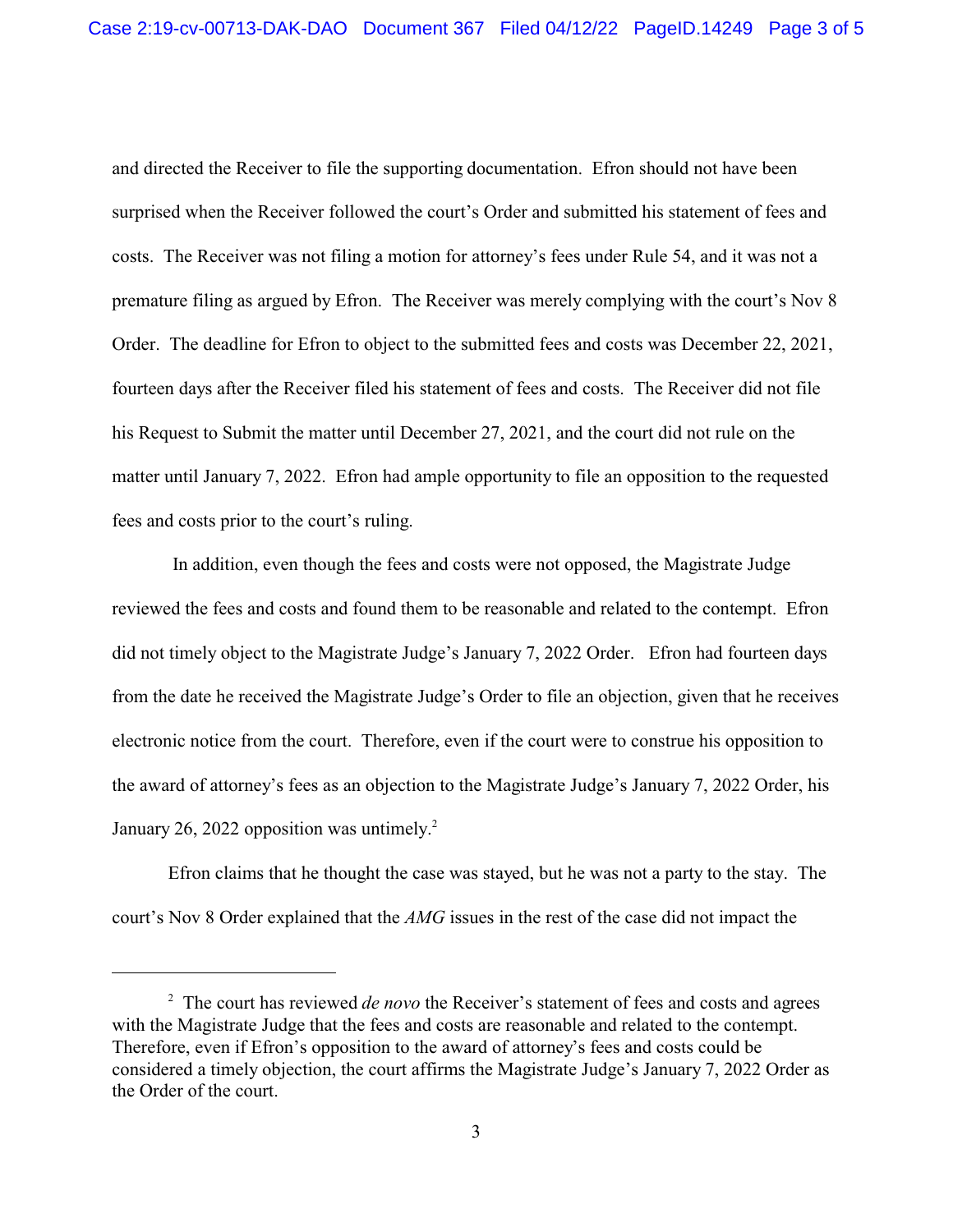and directed the Receiver to file the supporting documentation. Efron should not have been surprised when the Receiver followed the court's Order and submitted his statement of fees and costs. The Receiver was not filing a motion for attorney's fees under Rule 54, and it was not a premature filing as argued by Efron. The Receiver was merely complying with the court's Nov 8 Order. The deadline for Efron to object to the submitted fees and costs was December 22, 2021, fourteen days after the Receiver filed his statement of fees and costs. The Receiver did not file his Request to Submit the matter until December 27, 2021, and the court did not rule on the matter until January 7, 2022. Efron had ample opportunity to file an opposition to the requested fees and costs prior to the court's ruling.

In addition, even though the fees and costs were not opposed, the Magistrate Judge reviewed the fees and costs and found them to be reasonable and related to the contempt. Efron did not timely object to the Magistrate Judge's January 7, 2022 Order. Efron had fourteen days from the date he received the Magistrate Judge's Order to file an objection, given that he receives electronic notice from the court. Therefore, even if the court were to construe his opposition to the award of attorney's fees as an objection to the Magistrate Judge's January 7, 2022 Order, his January 26, 2022 opposition was untimely.[2]

Efron claims that he thought the case was stayed, but he was not a party to the stay. The court's Nov 8 Order explained that the *AMG* issues in the rest of the case did not impact the

[2] The court has reviewed *de novo* the Receiver's statement of fees and costs and agrees with the Magistrate Judge that the fees and costs are reasonable and related to the contempt. Therefore, even if Efron's opposition to the award of attorney's fees and costs could be considered a timely objection, the court affirms the Magistrate Judge's January 7, 2022 Order as the Order of the court.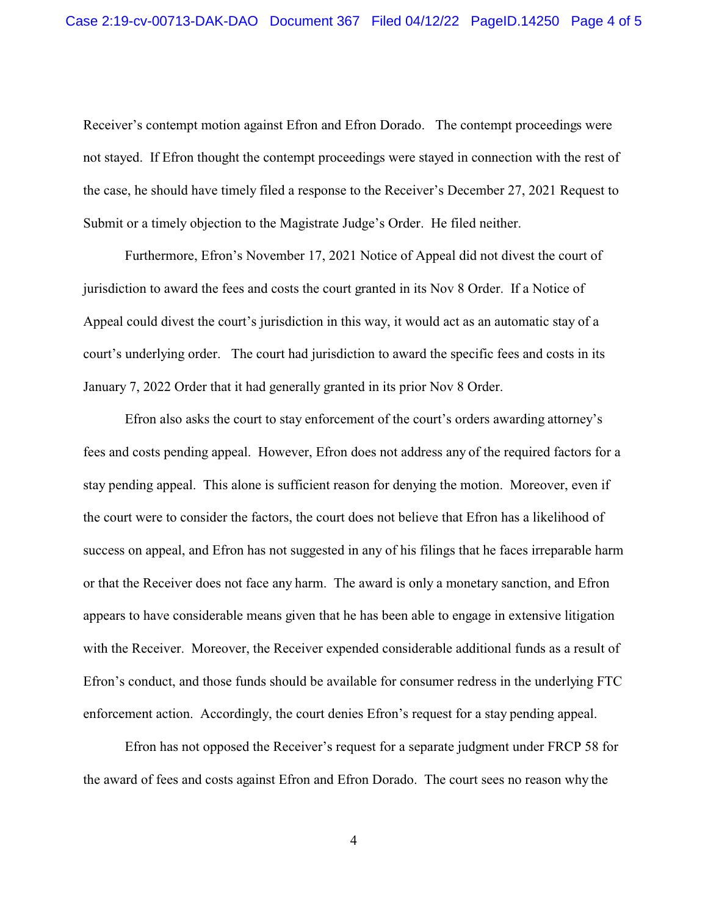Receiver's contempt motion against Efron and Efron Dorado. The contempt proceedings were not stayed. If Efron thought the contempt proceedings were stayed in connection with the rest of the case, he should have timely filed a response to the Receiver's December 27, 2021 Request to Submit or a timely objection to the Magistrate Judge's Order. He filed neither.

Furthermore, Efron's November 17, 2021 Notice of Appeal did not divest the court of jurisdiction to award the fees and costs the court granted in its Nov 8 Order. If a Notice of Appeal could divest the court's jurisdiction in this way, it would act as an automatic stay of a court's underlying order. The court had jurisdiction to award the specific fees and costs in its January 7, 2022 Order that it had generally granted in its prior Nov 8 Order.

Efron also asks the court to stay enforcement of the court's orders awarding attorney's fees and costs pending appeal. However, Efron does not address any of the required factors for a stay pending appeal. This alone is sufficient reason for denying the motion. Moreover, even if the court were to consider the factors, the court does not believe that Efron has a likelihood of success on appeal, and Efron has not suggested in any of his filings that he faces irreparable harm or that the Receiver does not face any harm. The award is only a monetary sanction, and Efron appears to have considerable means given that he has been able to engage in extensive litigation with the Receiver. Moreover, the Receiver expended considerable additional funds as a result of Efron's conduct, and those funds should be available for consumer redress in the underlying FTC enforcement action. Accordingly, the court denies Efron's request for a stay pending appeal.

Efron has not opposed the Receiver's request for a separate judgment under FRCP 58 for the award of fees and costs against Efron and Efron Dorado. The court sees no reason why the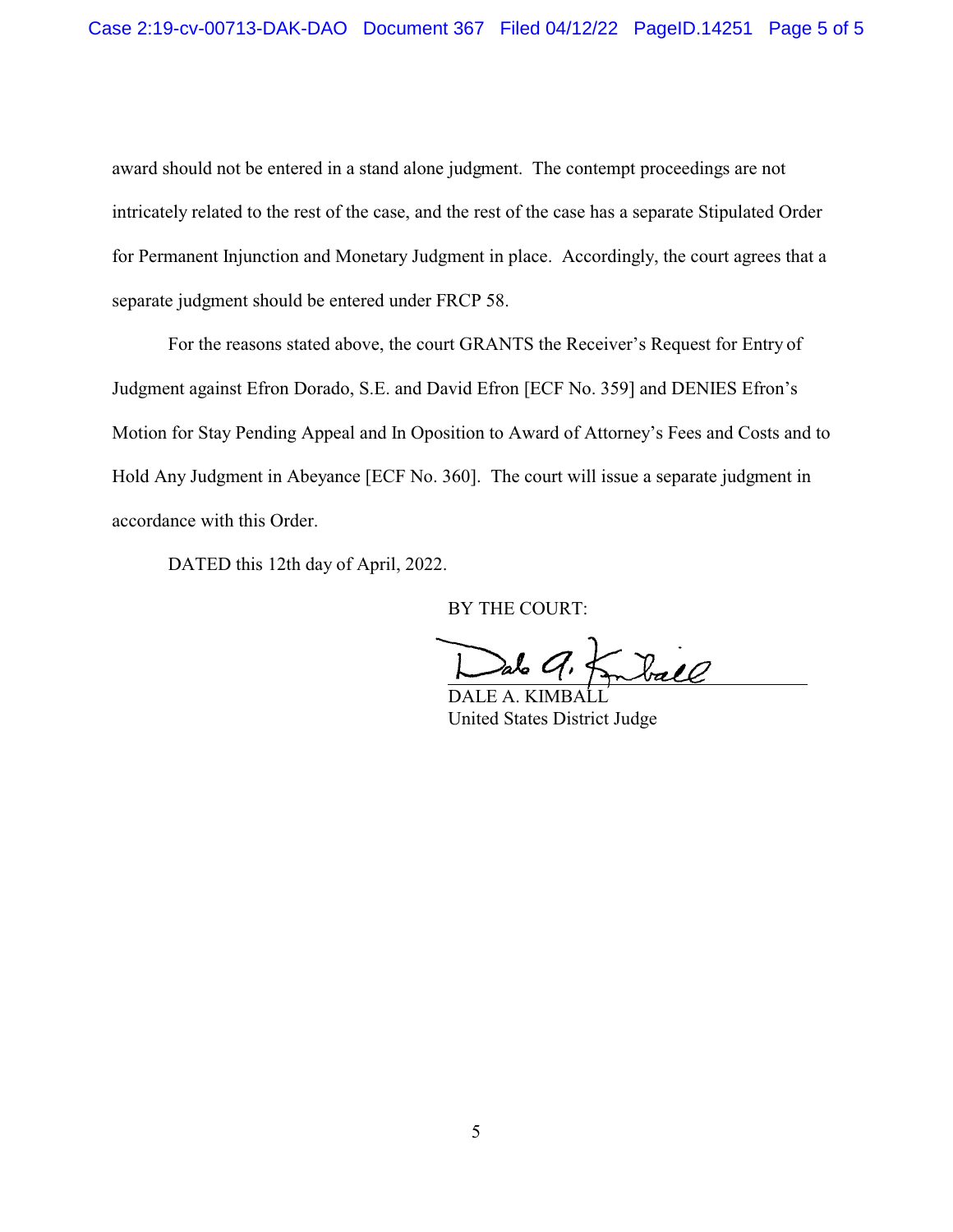award should not be entered in a stand alone judgment. The contempt proceedings are not intricately related to the rest of the case, and the rest of the case has a separate Stipulated Order for Permanent Injunction and Monetary Judgment in place. Accordingly, the court agrees that a separate judgment should be entered under FRCP 58.

For the reasons stated above, the court GRANTS the Receiver's Request for Entry of Judgment against Efron Dorado, S.E. and David Efron [ECF No. 359] and DENIES Efron's Motion for Stay Pending Appeal and In Oposition to Award of Attorney's Fees and Costs and to Hold Any Judgment in Abeyance [ECF No. 360]. The court will issue a separate judgment in accordance with this Order.

DATED this 12th day of April, 2022.

BY THE COURT:

DALE A. KIMBALL
United States District Judge